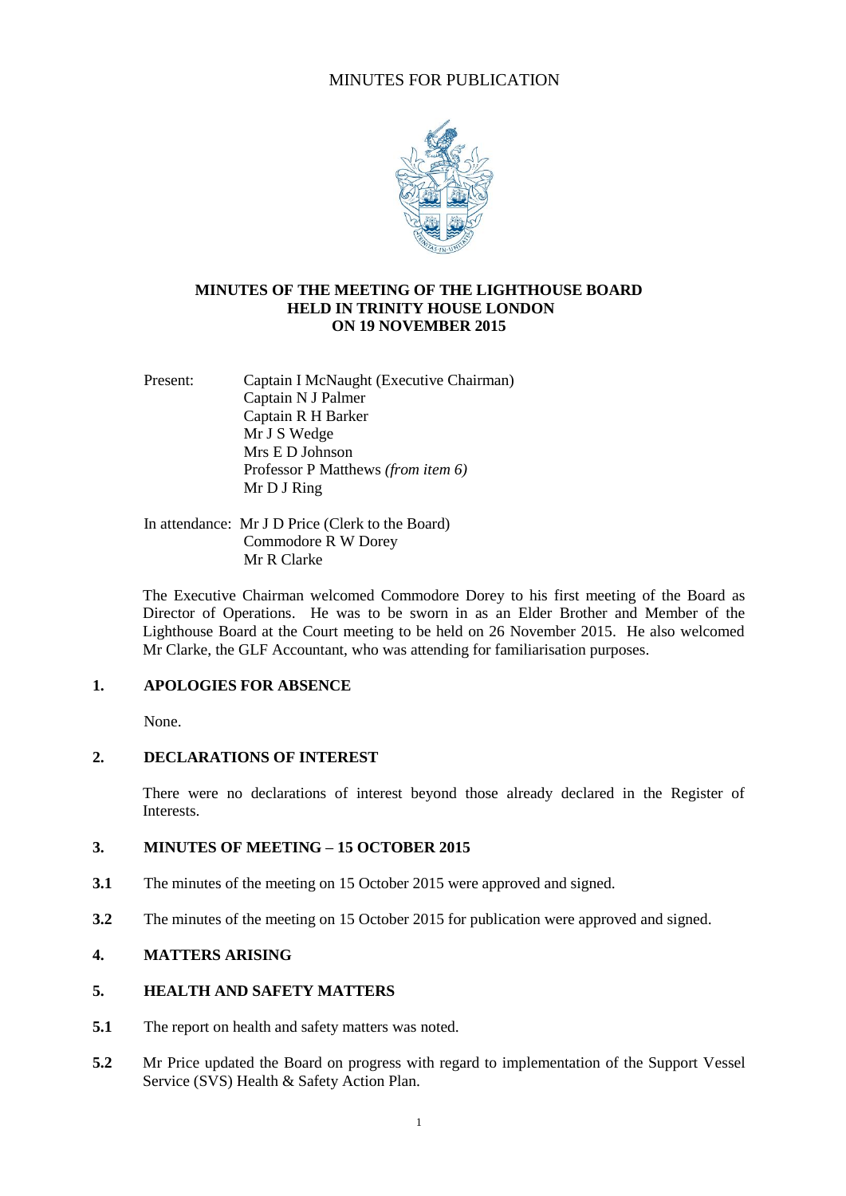MINUTES FOR PUBLICATION

**MINUTES OF THE MEETING OF THE LIGHTHOUSE BOARD HELD IN TRINITY HOUSE LONDON ON 19 NOVEMBER 2015**

Present:
Captain I McNaught (Executive Chairman)
Captain N J Palmer
Captain R H Barker
Mr J S Wedge
Mrs E D Johnson
Professor P Matthews *(from item 6)*
Mr D J Ring

In attendance:
Mr J D Price (Clerk to the Board)
Commodore R W Dorey
Mr R Clarke

The Executive Chairman welcomed Commodore Dorey to his first meeting of the Board as Director of Operations. He was to be sworn in as an Elder Brother and Member of the Lighthouse Board at the Court meeting to be held on 26 November 2015. He also welcomed Mr Clarke, the GLF Accountant, who was attending for familiarisation purposes.

## 1. APOLOGIES FOR ABSENCE

None.

## 2. DECLARATIONS OF INTEREST

There were no declarations of interest beyond those already declared in the Register of Interests.

## 3. MINUTES OF MEETING – 15 OCTOBER 2015

**3.1** The minutes of the meeting on 15 October 2015 were approved and signed.

**3.2** The minutes of the meeting on 15 October 2015 for publication were approved and signed.

## 4. MATTERS ARISING

## 5. HEALTH AND SAFETY MATTERS

**5.1** The report on health and safety matters was noted.

**5.2** Mr Price updated the Board on progress with regard to implementation of the Support Vessel Service (SVS) Health & Safety Action Plan.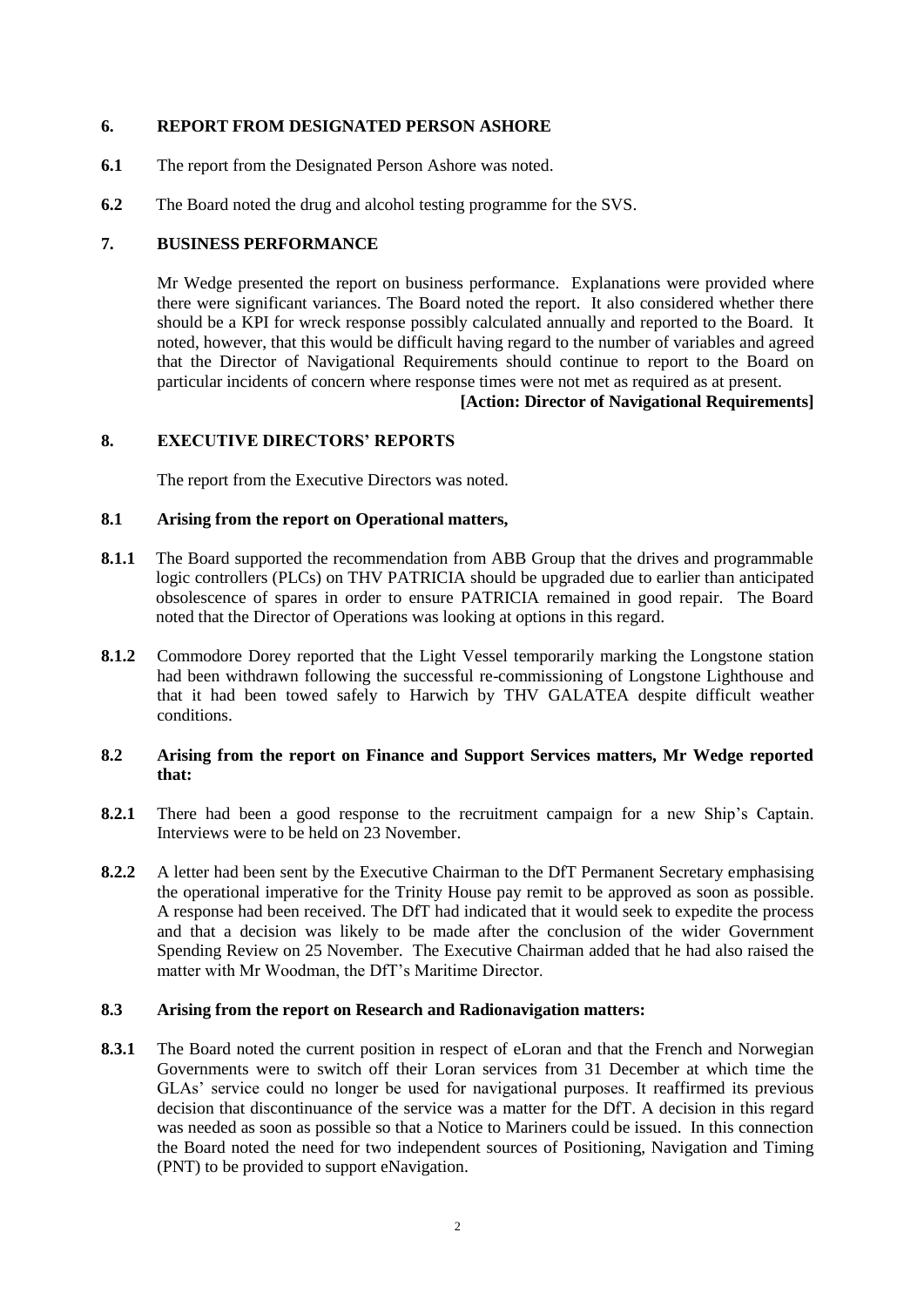## 6. REPORT FROM DESIGNATED PERSON ASHORE

**6.1** The report from the Designated Person Ashore was noted.

**6.2** The Board noted the drug and alcohol testing programme for the SVS.

## 7. BUSINESS PERFORMANCE

Mr Wedge presented the report on business performance. Explanations were provided where there were significant variances. The Board noted the report. It also considered whether there should be a KPI for wreck response possibly calculated annually and reported to the Board. It noted, however, that this would be difficult having regard to the number of variables and agreed that the Director of Navigational Requirements should continue to report to the Board on particular incidents of concern where response times were not met as required as at present.

**[Action: Director of Navigational Requirements]**

## 8. EXECUTIVE DIRECTORS' REPORTS

The report from the Executive Directors was noted.

### 8.1 Arising from the report on Operational matters,

**8.1.1** The Board supported the recommendation from ABB Group that the drives and programmable logic controllers (PLCs) on THV PATRICIA should be upgraded due to earlier than anticipated obsolescence of spares in order to ensure PATRICIA remained in good repair. The Board noted that the Director of Operations was looking at options in this regard.

**8.1.2** Commodore Dorey reported that the Light Vessel temporarily marking the Longstone station had been withdrawn following the successful re-commissioning of Longstone Lighthouse and that it had been towed safely to Harwich by THV GALATEA despite difficult weather conditions.

### 8.2 Arising from the report on Finance and Support Services matters, Mr Wedge reported that:

**8.2.1** There had been a good response to the recruitment campaign for a new Ship's Captain. Interviews were to be held on 23 November.

**8.2.2** A letter had been sent by the Executive Chairman to the DfT Permanent Secretary emphasising the operational imperative for the Trinity House pay remit to be approved as soon as possible. A response had been received. The DfT had indicated that it would seek to expedite the process and that a decision was likely to be made after the conclusion of the wider Government Spending Review on 25 November. The Executive Chairman added that he had also raised the matter with Mr Woodman, the DfT's Maritime Director.

### 8.3 Arising from the report on Research and Radionavigation matters:

**8.3.1** The Board noted the current position in respect of eLoran and that the French and Norwegian Governments were to switch off their Loran services from 31 December at which time the GLAs' service could no longer be used for navigational purposes. It reaffirmed its previous decision that discontinuance of the service was a matter for the DfT. A decision in this regard was needed as soon as possible so that a Notice to Mariners could be issued. In this connection the Board noted the need for two independent sources of Positioning, Navigation and Timing (PNT) to be provided to support eNavigation.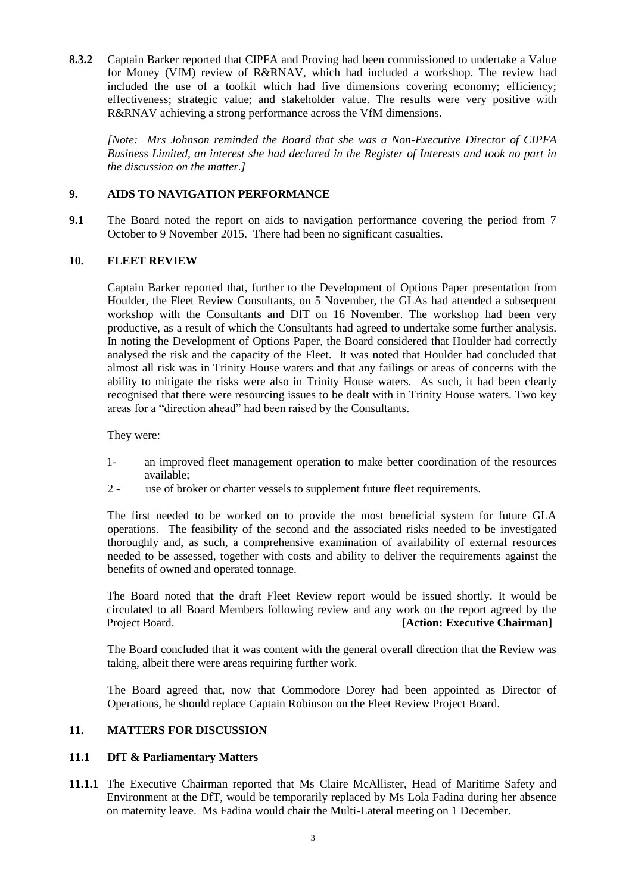**8.3.2** Captain Barker reported that CIPFA and Proving had been commissioned to undertake a Value for Money (VfM) review of R&RNAV, which had included a workshop. The review had included the use of a toolkit which had five dimensions covering economy; efficiency; effectiveness; strategic value; and stakeholder value. The results were very positive with R&RNAV achieving a strong performance across the VfM dimensions.

*[Note: Mrs Johnson reminded the Board that she was a Non-Executive Director of CIPFA Business Limited, an interest she had declared in the Register of Interests and took no part in the discussion on the matter.]*

## 9. AIDS TO NAVIGATION PERFORMANCE

**9.1** The Board noted the report on aids to navigation performance covering the period from 7 October to 9 November 2015. There had been no significant casualties.

## 10. FLEET REVIEW

Captain Barker reported that, further to the Development of Options Paper presentation from Houlder, the Fleet Review Consultants, on 5 November, the GLAs had attended a subsequent workshop with the Consultants and DfT on 16 November. The workshop had been very productive, as a result of which the Consultants had agreed to undertake some further analysis. In noting the Development of Options Paper, the Board considered that Houlder had correctly analysed the risk and the capacity of the Fleet. It was noted that Houlder had concluded that almost all risk was in Trinity House waters and that any failings or areas of concerns with the ability to mitigate the risks were also in Trinity House waters. As such, it had been clearly recognised that there were resourcing issues to be dealt with in Trinity House waters. Two key areas for a "direction ahead" had been raised by the Consultants.

They were:

1- an improved fleet management operation to make better coordination of the resources available;

2 - use of broker or charter vessels to supplement future fleet requirements.

The first needed to be worked on to provide the most beneficial system for future GLA operations. The feasibility of the second and the associated risks needed to be investigated thoroughly and, as such, a comprehensive examination of availability of external resources needed to be assessed, together with costs and ability to deliver the requirements against the benefits of owned and operated tonnage.

The Board noted that the draft Fleet Review report would be issued shortly. It would be circulated to all Board Members following review and any work on the report agreed by the Project Board. **[Action: Executive Chairman]**

The Board concluded that it was content with the general overall direction that the Review was taking, albeit there were areas requiring further work.

The Board agreed that, now that Commodore Dorey had been appointed as Director of Operations, he should replace Captain Robinson on the Fleet Review Project Board.

## 11. MATTERS FOR DISCUSSION

### 11.1 DfT & Parliamentary Matters

**11.1.1** The Executive Chairman reported that Ms Claire McAllister, Head of Maritime Safety and Environment at the DfT, would be temporarily replaced by Ms Lola Fadina during her absence on maternity leave. Ms Fadina would chair the Multi-Lateral meeting on 1 December.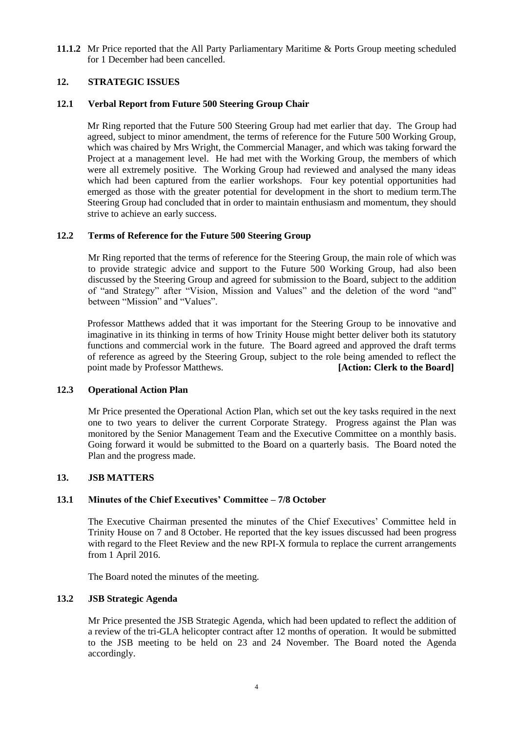**11.1.2** Mr Price reported that the All Party Parliamentary Maritime & Ports Group meeting scheduled for 1 December had been cancelled.

## 12. STRATEGIC ISSUES

### 12.1 Verbal Report from Future 500 Steering Group Chair

Mr Ring reported that the Future 500 Steering Group had met earlier that day. The Group had agreed, subject to minor amendment, the terms of reference for the Future 500 Working Group, which was chaired by Mrs Wright, the Commercial Manager, and which was taking forward the Project at a management level. He had met with the Working Group, the members of which were all extremely positive. The Working Group had reviewed and analysed the many ideas which had been captured from the earlier workshops. Four key potential opportunities had emerged as those with the greater potential for development in the short to medium term.The Steering Group had concluded that in order to maintain enthusiasm and momentum, they should strive to achieve an early success.

### 12.2 Terms of Reference for the Future 500 Steering Group

Mr Ring reported that the terms of reference for the Steering Group, the main role of which was to provide strategic advice and support to the Future 500 Working Group, had also been discussed by the Steering Group and agreed for submission to the Board, subject to the addition of "and Strategy" after "Vision, Mission and Values" and the deletion of the word "and" between "Mission" and "Values".

Professor Matthews added that it was important for the Steering Group to be innovative and imaginative in its thinking in terms of how Trinity House might better deliver both its statutory functions and commercial work in the future. The Board agreed and approved the draft terms of reference as agreed by the Steering Group, subject to the role being amended to reflect the point made by Professor Matthews. **[Action: Clerk to the Board]**

### 12.3 Operational Action Plan

Mr Price presented the Operational Action Plan, which set out the key tasks required in the next one to two years to deliver the current Corporate Strategy. Progress against the Plan was monitored by the Senior Management Team and the Executive Committee on a monthly basis. Going forward it would be submitted to the Board on a quarterly basis. The Board noted the Plan and the progress made.

## 13. JSB MATTERS

### 13.1 Minutes of the Chief Executives' Committee – 7/8 October

The Executive Chairman presented the minutes of the Chief Executives' Committee held in Trinity House on 7 and 8 October. He reported that the key issues discussed had been progress with regard to the Fleet Review and the new RPI-X formula to replace the current arrangements from 1 April 2016.

The Board noted the minutes of the meeting.

### 13.2 JSB Strategic Agenda

Mr Price presented the JSB Strategic Agenda, which had been updated to reflect the addition of a review of the tri-GLA helicopter contract after 12 months of operation. It would be submitted to the JSB meeting to be held on 23 and 24 November. The Board noted the Agenda accordingly.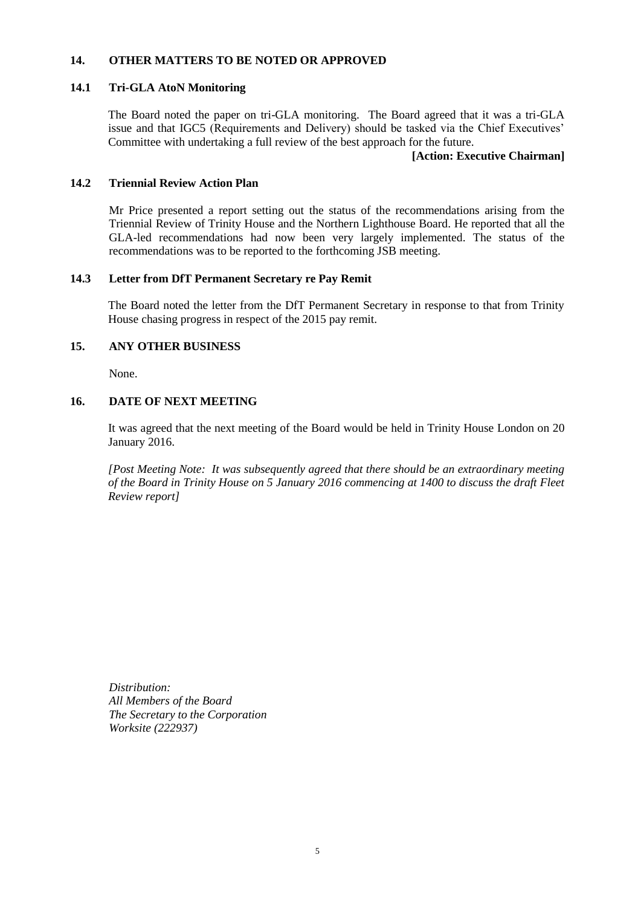## 14. OTHER MATTERS TO BE NOTED OR APPROVED

### 14.1 Tri-GLA AtoN Monitoring

The Board noted the paper on tri-GLA monitoring. The Board agreed that it was a tri-GLA issue and that IGC5 (Requirements and Delivery) should be tasked via the Chief Executives' Committee with undertaking a full review of the best approach for the future.

**[Action: Executive Chairman]**

### 14.2 Triennial Review Action Plan

Mr Price presented a report setting out the status of the recommendations arising from the Triennial Review of Trinity House and the Northern Lighthouse Board. He reported that all the GLA-led recommendations had now been very largely implemented. The status of the recommendations was to be reported to the forthcoming JSB meeting.

### 14.3 Letter from DfT Permanent Secretary re Pay Remit

The Board noted the letter from the DfT Permanent Secretary in response to that from Trinity House chasing progress in respect of the 2015 pay remit.

## 15. ANY OTHER BUSINESS

None.

## 16. DATE OF NEXT MEETING

It was agreed that the next meeting of the Board would be held in Trinity House London on 20 January 2016.

*[Post Meeting Note: It was subsequently agreed that there should be an extraordinary meeting of the Board in Trinity House on 5 January 2016 commencing at 1400 to discuss the draft Fleet Review report]*

*Distribution:*
*All Members of the Board*
*The Secretary to the Corporation*
*Worksite (222937)*